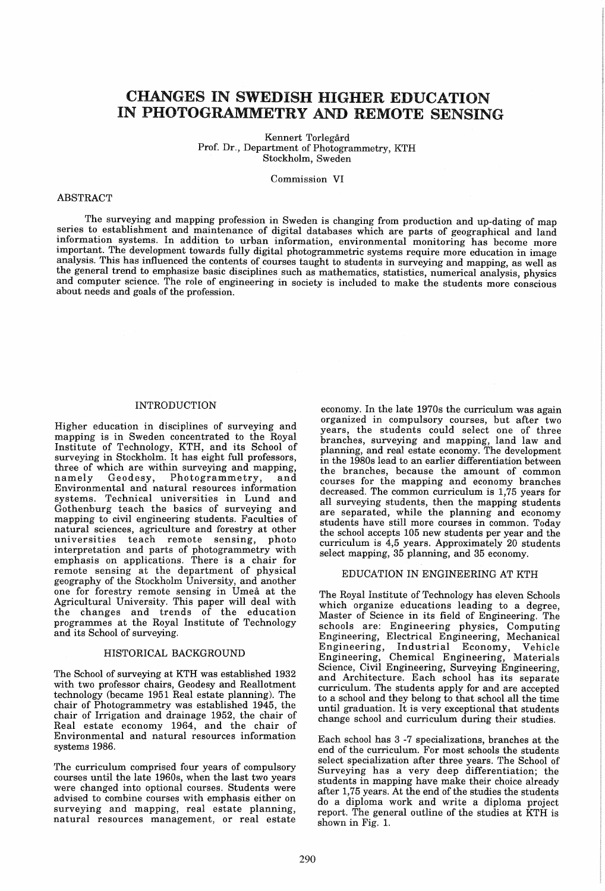# CHANGES IN SWEDISH HIGHER EDUCATION IN PHOTOGRAMMETRY AND REMOTE SENSING

Kennert Torlegård
Prof. Dr., Department of Photogrammetry, KTH
Stockholm, Sweden

Commission VI

## ABSTRACT

The surveying and mapping profession in Sweden is changing from production and up-dating of map series to establishment and maintenance of digital databases which are parts of geographical and land information systems. In addition to urban information, environmental monitoring has become more important. The development towards fully digital photogrammetric systems require more education in image analysis. This has influenced the contents of courses taught to students in surveying and mapping, as well as the general trend to emphasize basic disciplines such as mathematics, statistics, numerical analysis, physics and computer science. The role of engineering in society is included to make the students more conscious about needs and goals of the profession.

## INTRODUCTION

Higher education in disciplines of surveying and mapping is in Sweden concentrated to the Royal Institute of Technology, KTH, and its School of surveying in Stockholm. It has eight full professors, three of which are within surveying and mapping, namely Geodesy, Photogrammetry, and Environmental and natural resources information systems. Technical universities in Lund and Gothenburg teach the basics of surveying and mapping to civil engineering students. Faculties of natural sciences, agriculture and forestry at other universities teach remote sensing, photo interpretation and parts of photogrammetry with emphasis on applications. There is a chair for remote sensing at the department of physical geography of the Stockholm University, and another one for forestry remote sensing in Umeå at the Agricultural University. This paper will deal with the changes and trends of the education programmes at the Royal Institute of Technology and its School of surveying.

## HISTORICAL BACKGROUND

The School of surveying at KTH was established 1932 with two professor chairs, Geodesy and Reallotment technology (became 1951 Real estate planning). The chair of Photogrammetry was established 1945, the chair of Irrigation and drainage 1952, the chair of Real estate economy 1964, and the chair of Environmental and natural resources information systems 1986.

The curriculum comprised four years of compulsory courses until the late 1960s, when the last two years were changed into optional courses. Students were advised to combine courses with emphasis either on surveying and mapping, real estate planning, natural resources management, or real estate economy. In the late 1970s the curriculum was again organized in compulsory courses, but after two years, the students could select one of three branches, surveying and mapping, land law and planning, and real estate economy. The development in the 1980s lead to an earlier differentiation between the branches, because the amount of common courses for the mapping and economy branches decreased. The common curriculum is 1,75 years for all surveying students, then the mapping students are separated, while the planning and economy students have still more courses in common. Today the school accepts 105 new students per year and the curriculum is 4,5 years. Approximately 20 students select mapping, 35 planning, and 35 economy.

## EDUCATION IN ENGINEERING AT KTH

The Royal Institute of Technology has eleven Schools which organize educations leading to a degree, Master of Science in its field of Engineering. The schools are: Engineering physics, Computing Engineering, Electrical Engineering, Mechanical Engineering, Industrial Economy, Vehicle Engineering, Chemical Engineering, Materials Science, Civil Engineering, Surveying Engineering, and Architecture. Each school has its separate curriculum. The students apply for and are accepted to a school and they belong to that school all the time until graduation. It is very exceptional that students change school and curriculum during their studies.

Each school has 3 -7 specializations, branches at the end of the curriculum. For most schools the students select specialization after three years. The School of Surveying has a very deep differentiation; the students in mapping have make their choice already after 1,75 years. At the end of the studies the students do a diploma work and write a diploma project report. The general outline of the studies at KTH is shown in Fig. 1.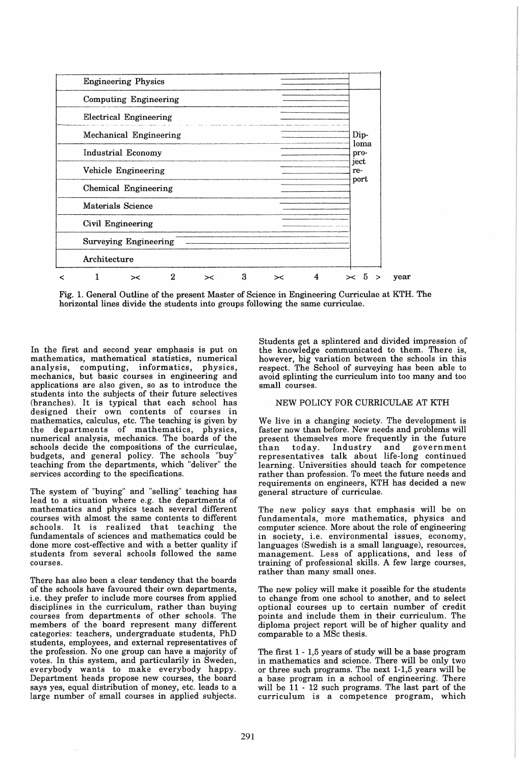| Program | | Year 5 |
|---|---|---|
| Engineering Physics | | Diploma project report |
| Computing Engineering | | |
| Electrical Engineering | | |
| Mechanical Engineering | | |
| Industrial Economy | | |
| Vehicle Engineering | | |
| Chemical Engineering | | |
| Materials Science | | |
| Civil Engineering | | |
| Surveying Engineering | | |
| Architecture | | |
| < 1 >< 2 >< 3 >< 4 | | >< 5 > year |

Fig. 1. General Outline of the present Master of Science in Engineering Curriculae at KTH. The horizontal lines divide the students into groups following the same curriculae.

In the first and second year emphasis is put on mathematics, mathematical statistics, numerical analysis, computing, informatics, physics, mechanics, but basic courses in engineering and applications are also given, so as to introduce the students into the subjects of their future selectives (branches). It is typical that each school has designed their own contents of courses in mathematics, calculus, etc. The teaching is given by the departments of mathematics, physics, numerical analysis, mechanics. The boards of the schools decide the compositions of the curriculae, budgets, and general policy. The schools "buy" teaching from the departments, which "deliver" the services according to the specifications.

The system of "buying" and "selling" teaching has lead to a situation where e.g. the departments of mathematics and physics teach several different courses with almost the same contents to different schools. It is realized that teaching the fundamentals of sciences and mathematics could be done more cost-effective and with a better quality if students from several schools followed the same courses.

There has also been a clear tendency that the boards of the schools have favoured their own departments, i.e. they prefer to include more courses from applied disciplines in the curriculum, rather than buying courses from departments of other schools. The members of the board represent many different categories: teachers, undergraduate students, PhD students, employees, and external representatives of the profession. No one group can have a majority of votes. In this system, and particularly in Sweden, everybody wants to make everybody happy. Department heads propose new courses, the board says yes, equal distribution of money, etc. leads to a large number of small courses in applied subjects. Students get a splintered and divided impression of the knowledge communicated to them. There is, however, big variation between the schools in this respect. The School of surveying has been able to avoid splinting the curriculum into too many and too small courses.

## NEW POLICY FOR CURRICULAE AT KTH

We live in a changing society. The development is faster now than before. New needs and problems will present themselves more frequently in the future than today. Industry and government representatives talk about life-long continued learning. Universities should teach for competence rather than profession. To meet the future needs and requirements on engineers, KTH has decided a new general structure of curriculae.

The new policy says that emphasis will be on fundamentals, more mathematics, physics and computer science. More about the role of engineering in society, i.e. environmental issues, economy, languages (Swedish is a small language), resources, management. Less of applications, and less of training of professional skills. A few large courses, rather than many small ones.

The new policy will make it possible for the students to change from one school to another, and to select optional courses up to certain number of credit points and include them in their curriculum. The diploma project report will be of higher quality and comparable to a MSc thesis.

The first 1 - 1,5 years of study will be a base program in mathematics and science. There will be only two or three such programs. The next 1-1,5 years will be a base program in a school of engineering. There will be 11 - 12 such programs. The last part of the curriculum is a competence program, which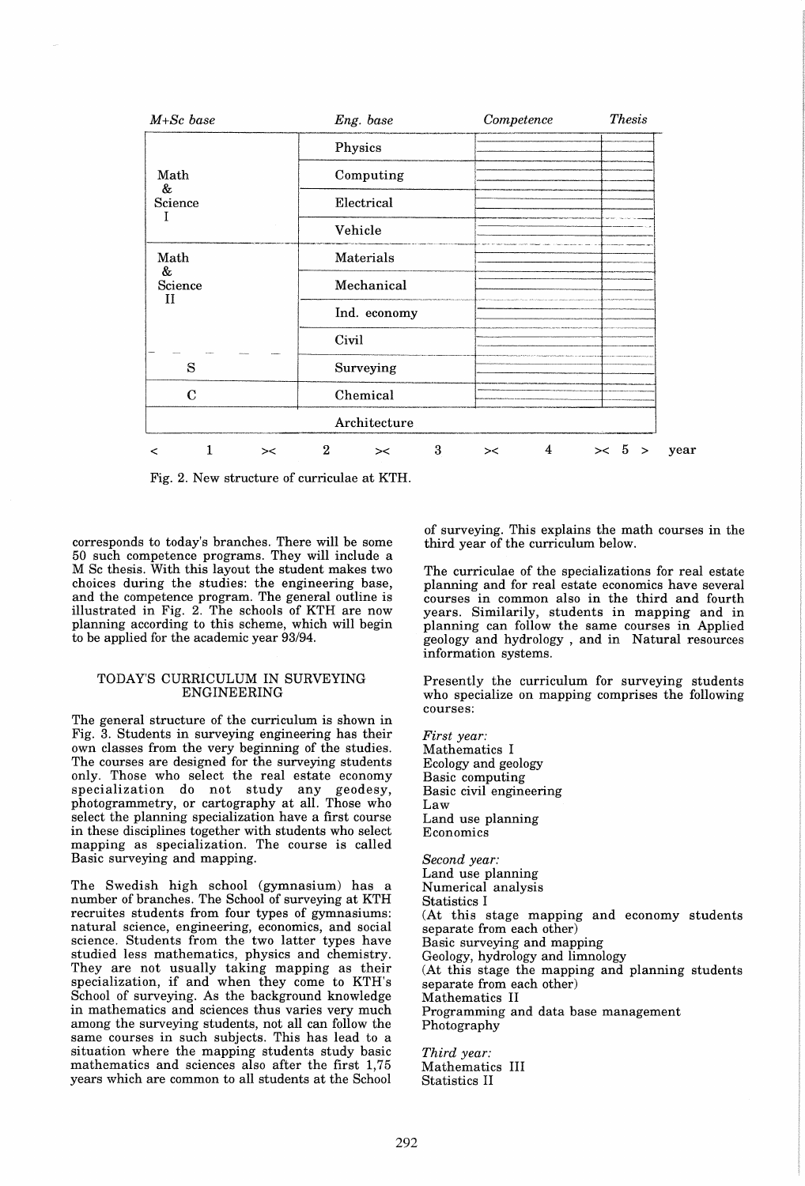| M+Sc base | Eng. base | Competence | Thesis |
|---|---|---|---|
| Math & Science I | Physics | | |
| | Computing | | |
| | Electrical | | |
| | Vehicle | | |
| Math & Science II | Materials | | |
| | Mechanical | | |
| | Ind. economy | | |
| | Civil | | |
| S | Surveying | | |
| C | Chemical | | |
| Architecture | | | |
| < 1 > | < 2 > | < 3 > < 4 > | < 5 > year |

Fig. 2. New structure of curriculae at KTH.

corresponds to today's branches. There will be some 50 such competence programs. They will include a M Sc thesis. With this layout the student makes two choices during the studies: the engineering base, and the competence program. The general outline is illustrated in Fig. 2. The schools of KTH are now planning according to this scheme, which will begin to be applied for the academic year 93/94.

## TODAY'S CURRICULUM IN SURVEYING ENGINEERING

The general structure of the curriculum is shown in Fig. 3. Students in surveying engineering has their own classes from the very beginning of the studies. The courses are designed for the surveying students only. Those who select the real estate economy specialization do not study any geodesy, photogrammetry, or cartography at all. Those who select the planning specialization have a first course in these disciplines together with students who select mapping as specialization. The course is called Basic surveying and mapping.

The Swedish high school (gymnasium) has a number of branches. The School of surveying at KTH recruites students from four types of gymnasiums: natural science, engineering, economics, and social science. Students from the two latter types have studied less mathematics, physics and chemistry. They are not usually taking mapping as their specialization, if and when they come to KTH's School of surveying. As the background knowledge in mathematics and sciences thus varies very much among the surveying students, not all can follow the same courses in such subjects. This has lead to a situation where the mapping students study basic mathematics and sciences also after the first 1,75 years which are common to all students at the School of surveying. This explains the math courses in the third year of the curriculum below.

The curriculae of the specializations for real estate planning and for real estate economics have several courses in common also in the third and fourth years. Similarily, students in mapping and in planning can follow the same courses in Applied geology and hydrology , and in Natural resources information systems.

Presently the curriculum for surveying students who specialize on mapping comprises the following courses:

*First year:*
Mathematics I
Ecology and geology
Basic computing
Basic civil engineering
Law
Land use planning
Economics

*Second year:*
Land use planning
Numerical analysis
Statistics I
(At this stage mapping and economy students separate from each other)
Basic surveying and mapping
Geology, hydrology and limnology
(At this stage the mapping and planning students separate from each other)
Mathematics II
Programming and data base management
Photography

*Third year:*
Mathematics III
Statistics II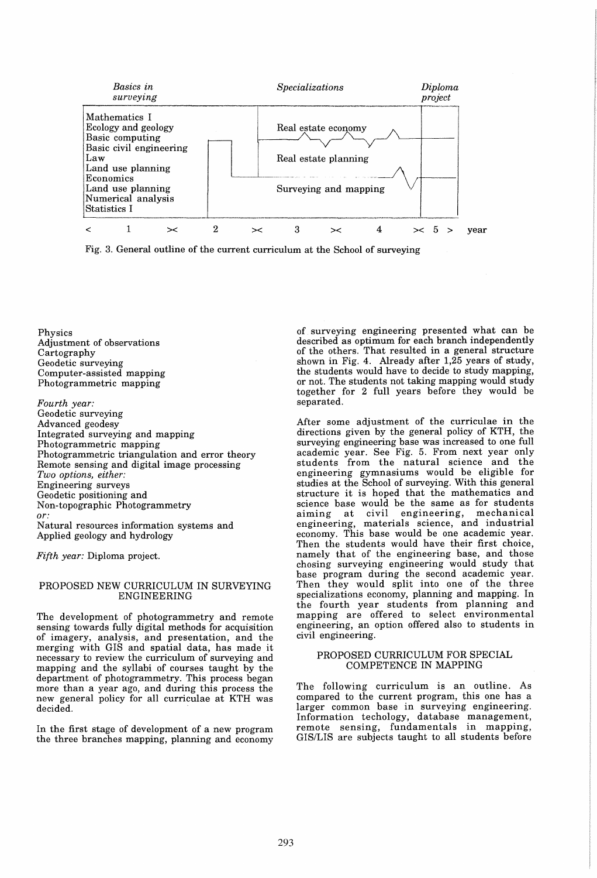| *Basics in surveying* | | *Specializations* | | *Diploma project* |
|---|---|---|---|---|
| Mathematics I<br>Ecology and geology<br>Basic computing<br>Basic civil engineering<br>Law<br>Land use planning<br>Economics<br>Land use planning<br>Numerical analysis<br>Statistics I | | Real estate economy<br>Real estate planning<br>Surveying and mapping | | |
| < 1 >< | 2 >< | 3 >< | 4 >< | 5 > year |

Fig. 3. General outline of the current curriculum at the School of surveying

Physics
Adjustment of observations
Cartography
Geodetic surveying
Computer-assisted mapping
Photogrammetric mapping

*Fourth year:*
Geodetic surveying
Advanced geodesy
Integrated surveying and mapping
Photogrammetric mapping
Photogrammetric triangulation and error theory
Remote sensing and digital image processing
*Two options, either:*
Engineering surveys
Geodetic positioning and
Non-topographic Photogrammetry
*or:*
Natural resources information systems and
Applied geology and hydrology

*Fifth year:* Diploma project.

## PROPOSED NEW CURRICULUM IN SURVEYING ENGINEERING

The development of photogrammetry and remote sensing towards fully digital methods for acquisition of imagery, analysis, and presentation, and the merging with GIS and spatial data, has made it necessary to review the curriculum of surveying and mapping and the syllabi of courses taught by the department of photogrammetry. This process began more than a year ago, and during this process the new general policy for all curriculae at KTH was decided.

In the first stage of development of a new program the three branches mapping, planning and economy of surveying engineering presented what can be described as optimum for each branch independently of the others. That resulted in a general structure shown in Fig. 4. Already after 1,25 years of study, the students would have to decide to study mapping, or not. The students not taking mapping would study together for 2 full years before they would be separated.

After some adjustment of the curriculae in the directions given by the general policy of KTH, the surveying engineering base was increased to one full academic year. See Fig. 5. From next year only students from the natural science and the engineering gymnasiums would be eligible for studies at the School of surveying. With this general structure it is hoped that the mathematics and science base would be the same as for students aiming at civil engineering, mechanical engineering, materials science, and industrial economy. This base would be one academic year. Then the students would have their first choice, namely that of the engineering base, and those chosing surveying engineering would study that base program during the second academic year. Then they would split into one of the three specializations economy, planning and mapping. In the fourth year students from planning and mapping are offered to select environmental engineering, an option offered also to students in civil engineering.

## PROPOSED CURRICULUM FOR SPECIAL COMPETENCE IN MAPPING

The following curriculum is an outline. As compared to the current program, this one has a larger common base in surveying engineering. Information techology, database management, remote sensing, fundamentals in mapping, GIS/LIS are subjects taught to all students before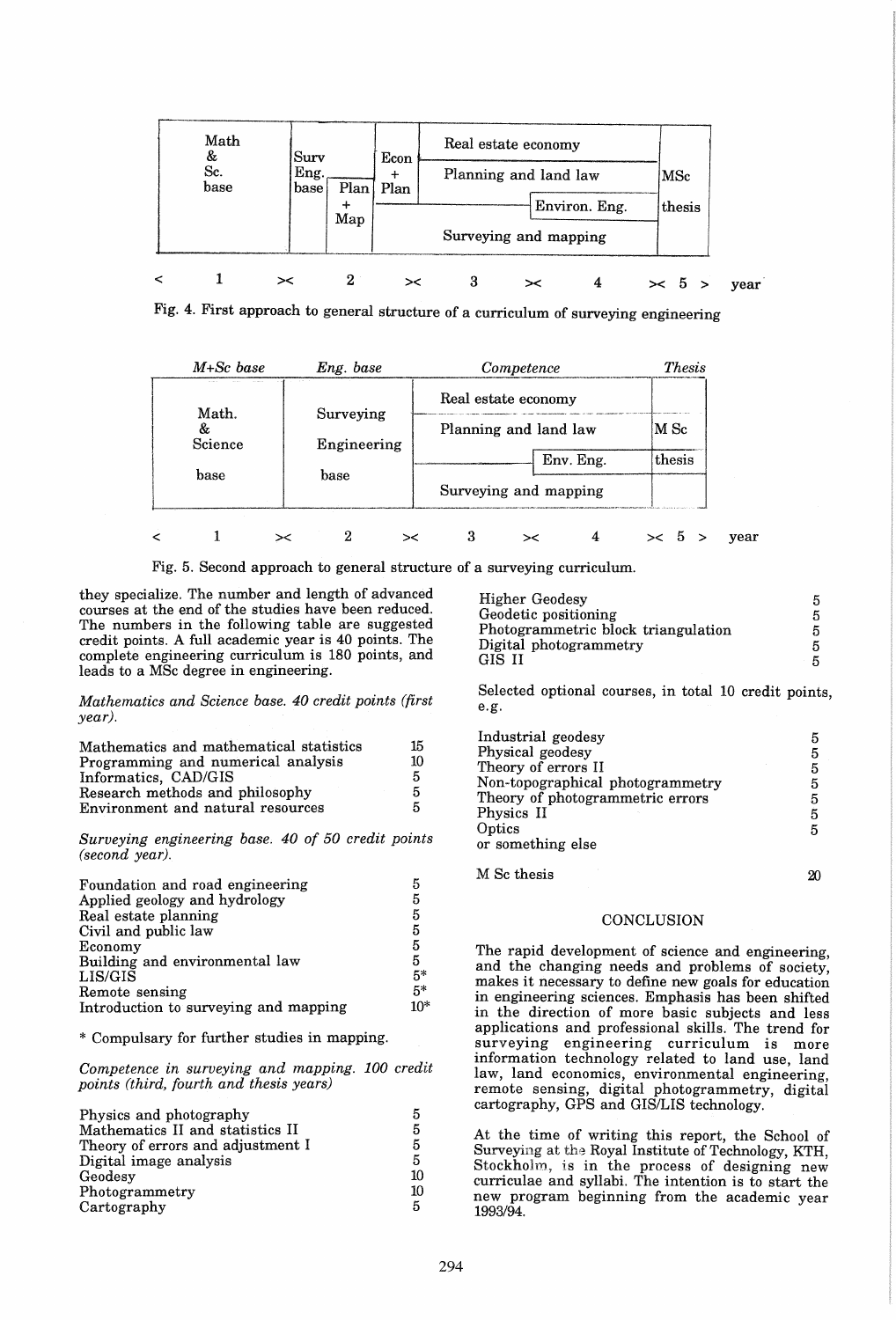Math
&
Sc.
base

Surv
Eng.
base

Plan
+
Map

Econ
+
Plan

Real estate economy

Planning and land law

Environ. Eng.

Surveying and mapping

MSc
thesis

< 1 >< 2 >< 3 >< 4 >< 5 > year

Fig. 4. First approach to general structure of a curriculum of surveying engineering

*M+Sc base* *Eng. base* *Competence* *Thesis*

Math.
&
Science
base

Surveying
Engineering
base

Real estate economy

Planning and land law

Env. Eng.

Surveying and mapping

M Sc
thesis

< 1 >< 2 >< 3 >< 4 >< 5 > year

Fig. 5. Second approach to general structure of a surveying curriculum.

they specialize. The number and length of advanced courses at the end of the studies have been reduced. The numbers in the following table are suggested credit points. A full academic year is 40 points. The complete engineering curriculum is 180 points, and leads to a MSc degree in engineering.

*Mathematics and Science base. 40 credit points (first year).*

| | |
|---|---|
| Mathematics and mathematical statistics | 15 |
| Programming and numerical analysis | 10 |
| Informatics, CAD/GIS | 5 |
| Research methods and philosophy | 5 |
| Environment and natural resources | 5 |

*Surveying engineering base. 40 of 50 credit points (second year).*

| | |
|---|---|
| Foundation and road engineering | 5 |
| Applied geology and hydrology | 5 |
| Real estate planning | 5 |
| Civil and public law | 5 |
| Economy | 5 |
| Building and environmental law | 5 |
| LIS/GIS | 5* |
| Remote sensing | 5* |
| Introduction to surveying and mapping | 10* |

\* Compulsary for further studies in mapping.

*Competence in surveying and mapping. 100 credit points (third, fourth and thesis years)*

| | |
|---|---|
| Physics and photography | 5 |
| Mathematics II and statistics II | 5 |
| Theory of errors and adjustment I | 5 |
| Digital image analysis | 5 |
| Geodesy | 10 |
| Photogrammetry | 10 |
| Cartography | 5 |
| Higher Geodesy | 5 |
| Geodetic positioning | 5 |
| Photogrammetric block triangulation | 5 |
| Digital photogrammetry | 5 |
| GIS II | 5 |

Selected optional courses, in total 10 credit points, e.g.

| | |
|---|---|
| Industrial geodesy | 5 |
| Physical geodesy | 5 |
| Theory of errors II | 5 |
| Non-topographical photogrammetry | 5 |
| Theory of photogrammetric errors | 5 |
| Physics II | 5 |
| Optics | 5 |
| or something else | |

| | |
|---|---|
| M Sc thesis | 20 |

## CONCLUSION

The rapid development of science and engineering, and the changing needs and problems of society, makes it necessary to define new goals for education in engineering sciences. Emphasis has been shifted in the direction of more basic subjects and less applications and professional skills. The trend for surveying engineering curriculum is more information technology related to land use, land law, land economics, environmental engineering, remote sensing, digital photogrammetry, digital cartography, GPS and GIS/LIS technology.

At the time of writing this report, the School of Surveying at the Royal Institute of Technology, KTH, Stockholm, is in the process of designing new curriculae and syllabi. The intention is to start the new program beginning from the academic year 1993/94.